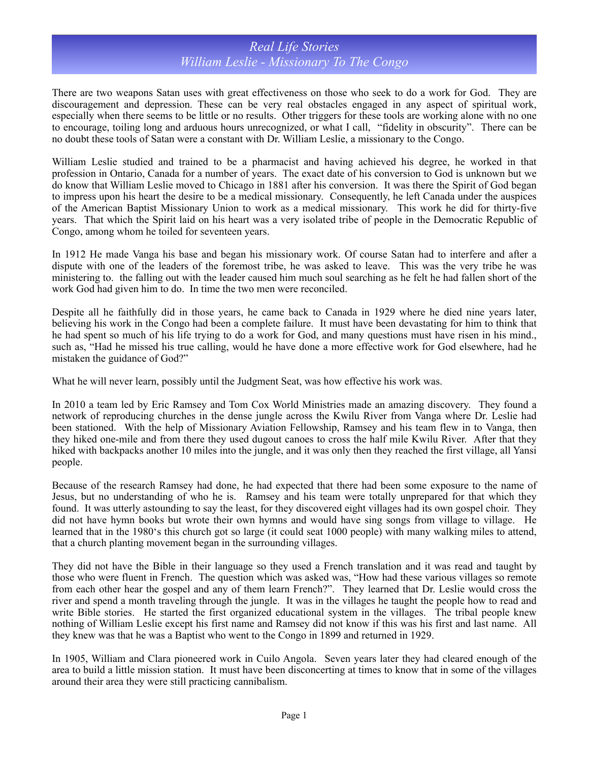# *Real Life Stories*
## *William Leslie - Missionary To The Congo*

There are two weapons Satan uses with great effectiveness on those who seek to do a work for God. They are discouragement and depression. These can be very real obstacles engaged in any aspect of spiritual work, especially when there seems to be little or no results. Other triggers for these tools are working alone with no one to encourage, toiling long and arduous hours unrecognized, or what I call, "fidelity in obscurity". There can be no doubt these tools of Satan were a constant with Dr. William Leslie, a missionary to the Congo.

William Leslie studied and trained to be a pharmacist and having achieved his degree, he worked in that profession in Ontario, Canada for a number of years. The exact date of his conversion to God is unknown but we do know that William Leslie moved to Chicago in 1881 after his conversion. It was there the Spirit of God began to impress upon his heart the desire to be a medical missionary. Consequently, he left Canada under the auspices of the American Baptist Missionary Union to work as a medical missionary. This work he did for thirty-five years. That which the Spirit laid on his heart was a very isolated tribe of people in the Democratic Republic of Congo, among whom he toiled for seventeen years.

In 1912 He made Vanga his base and began his missionary work. Of course Satan had to interfere and after a dispute with one of the leaders of the foremost tribe, he was asked to leave. This was the very tribe he was ministering to. the falling out with the leader caused him much soul searching as he felt he had fallen short of the work God had given him to do. In time the two men were reconciled.

Despite all he faithfully did in those years, he came back to Canada in 1929 where he died nine years later, believing his work in the Congo had been a complete failure. It must have been devastating for him to think that he had spent so much of his life trying to do a work for God, and many questions must have risen in his mind., such as, "Had he missed his true calling, would he have done a more effective work for God elsewhere, had he mistaken the guidance of God?"

What he will never learn, possibly until the Judgment Seat, was how effective his work was.

In 2010 a team led by Eric Ramsey and Tom Cox World Ministries made an amazing discovery. They found a network of reproducing churches in the dense jungle across the Kwilu River from Vanga where Dr. Leslie had been stationed. With the help of Missionary Aviation Fellowship, Ramsey and his team flew in to Vanga, then they hiked one-mile and from there they used dugout canoes to cross the half mile Kwilu River. After that they hiked with backpacks another 10 miles into the jungle, and it was only then they reached the first village, all Yansi people.

Because of the research Ramsey had done, he had expected that there had been some exposure to the name of Jesus, but no understanding of who he is. Ramsey and his team were totally unprepared for that which they found. It was utterly astounding to say the least, for they discovered eight villages had its own gospel choir. They did not have hymn books but wrote their own hymns and would have sing songs from village to village. He learned that in the 1980's this church got so large (it could seat 1000 people) with many walking miles to attend, that a church planting movement began in the surrounding villages.

They did not have the Bible in their language so they used a French translation and it was read and taught by those who were fluent in French. The question which was asked was, "How had these various villages so remote from each other hear the gospel and any of them learn French?". They learned that Dr. Leslie would cross the river and spend a month traveling through the jungle. It was in the villages he taught the people how to read and write Bible stories. He started the first organized educational system in the villages. The tribal people knew nothing of William Leslie except his first name and Ramsey did not know if this was his first and last name. All they knew was that he was a Baptist who went to the Congo in 1899 and returned in 1929.

In 1905, William and Clara pioneered work in Cuilo Angola. Seven years later they had cleared enough of the area to build a little mission station. It must have been disconcerting at times to know that in some of the villages around their area they were still practicing cannibalism.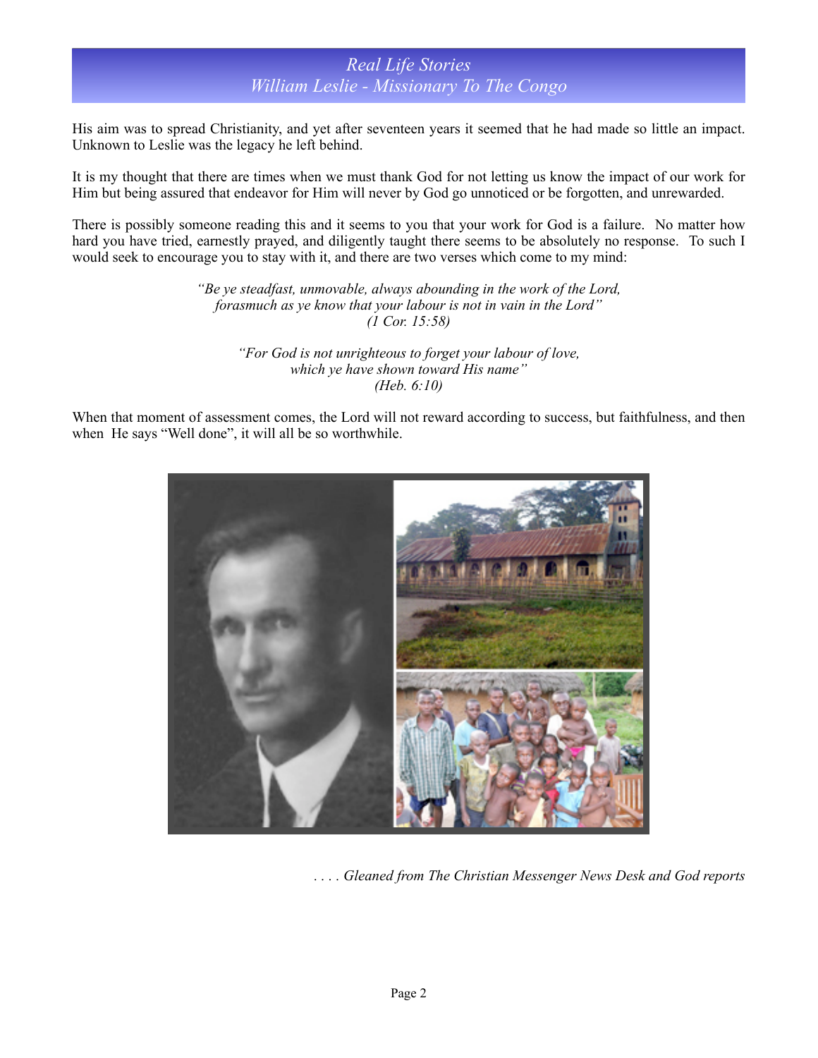*Real Life Stories*
*William Leslie - Missionary To The Congo*

His aim was to spread Christianity, and yet after seventeen years it seemed that he had made so little an impact. Unknown to Leslie was the legacy he left behind.

It is my thought that there are times when we must thank God for not letting us know the impact of our work for Him but being assured that endeavor for Him will never by God go unnoticed or be forgotten, and unrewarded.

There is possibly someone reading this and it seems to you that your work for God is a failure. No matter how hard you have tried, earnestly prayed, and diligently taught there seems to be absolutely no response. To such I would seek to encourage you to stay with it, and there are two verses which come to my mind:

*"Be ye steadfast, unmovable, always abounding in the work of the Lord,*
*forasmuch as ye know that your labour is not in vain in the Lord"*
*(1 Cor. 15:58)*

*"For God is not unrighteous to forget your labour of love,*
*which ye have shown toward His name"*
*(Heb. 6:10)*

When that moment of assessment comes, the Lord will not reward according to success, but faithfulness, and then when He says "Well done", it will all be so worthwhile.

*. . . . Gleaned from The Christian Messenger News Desk and God reports*